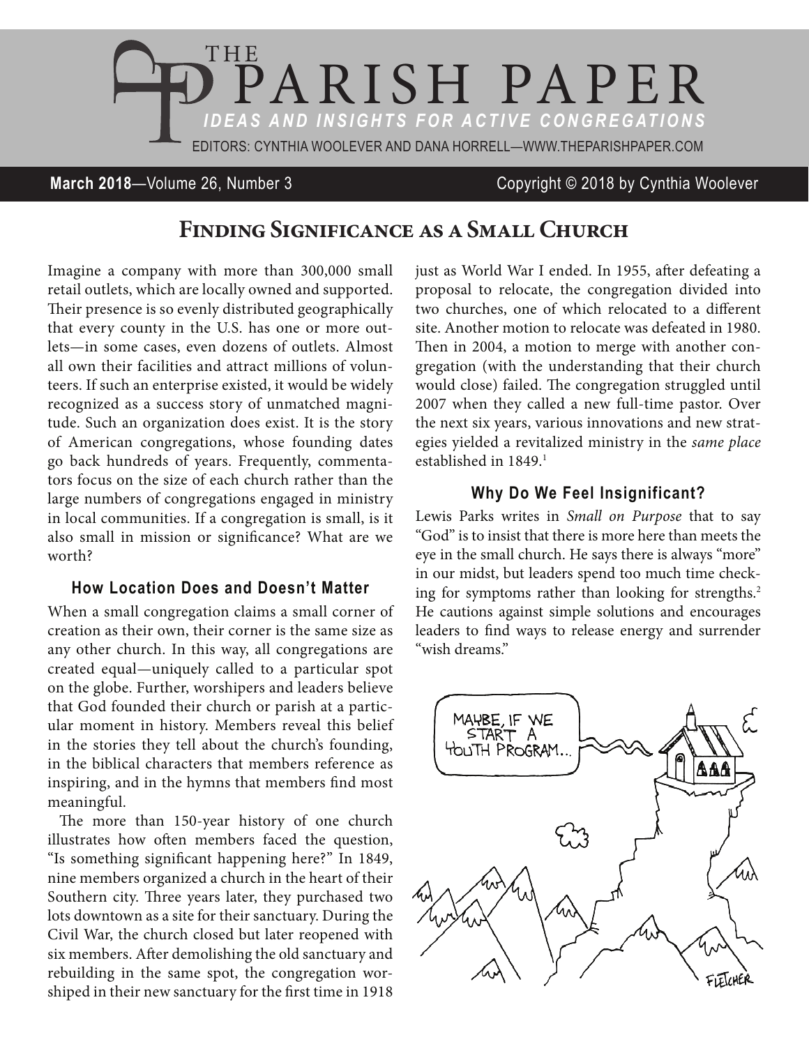# THE PARISH PAPER

*IDEAS AND INSIGHTS FOR ACTIVE CONGREGATIONS*

EDITORS: CYNTHIA WOOLEVER AND DANA HORRELL—WWW.THEPARISHPAPER.COM

**March 2018**—Volume 26, Number 3 Copyright © 2018 by Cynthia Woolever

## Finding Significance as a Small Church

Imagine a company with more than 300,000 small retail outlets, which are locally owned and supported. Their presence is so evenly distributed geographically that every county in the U.S. has one or more outlets—in some cases, even dozens of outlets. Almost all own their facilities and attract millions of volunteers. If such an enterprise existed, it would be widely recognized as a success story of unmatched magnitude. Such an organization does exist. It is the story of American congregations, whose founding dates go back hundreds of years. Frequently, commentators focus on the size of each church rather than the large numbers of congregations engaged in ministry in local communities. If a congregation is small, is it also small in mission or significance? What are we worth?

### How Location Does and Doesn't Matter

When a small congregation claims a small corner of creation as their own, their corner is the same size as any other church. In this way, all congregations are created equal—uniquely called to a particular spot on the globe. Further, worshipers and leaders believe that God founded their church or parish at a particular moment in history. Members reveal this belief in the stories they tell about the church's founding, in the biblical characters that members reference as inspiring, and in the hymns that members find most meaningful.

The more than 150-year history of one church illustrates how often members faced the question, "Is something significant happening here?" In 1849, nine members organized a church in the heart of their Southern city. Three years later, they purchased two lots downtown as a site for their sanctuary. During the Civil War, the church closed but later reopened with six members. After demolishing the old sanctuary and rebuilding in the same spot, the congregation worshiped in their new sanctuary for the first time in 1918 just as World War I ended. In 1955, after defeating a proposal to relocate, the congregation divided into two churches, one of which relocated to a different site. Another motion to relocate was defeated in 1980. Then in 2004, a motion to merge with another congregation (with the understanding that their church would close) failed. The congregation struggled until 2007 when they called a new full-time pastor. Over the next six years, various innovations and new strategies yielded a revitalized ministry in the *same place* established in 1849.[1]

### Why Do We Feel Insignificant?

Lewis Parks writes in *Small on Purpose* that to say "God" is to insist that there is more here than meets the eye in the small church. He says there is always "more" in our midst, but leaders spend too much time checking for symptoms rather than looking for strengths.[2] He cautions against simple solutions and encourages leaders to find ways to release energy and surrender "wish dreams."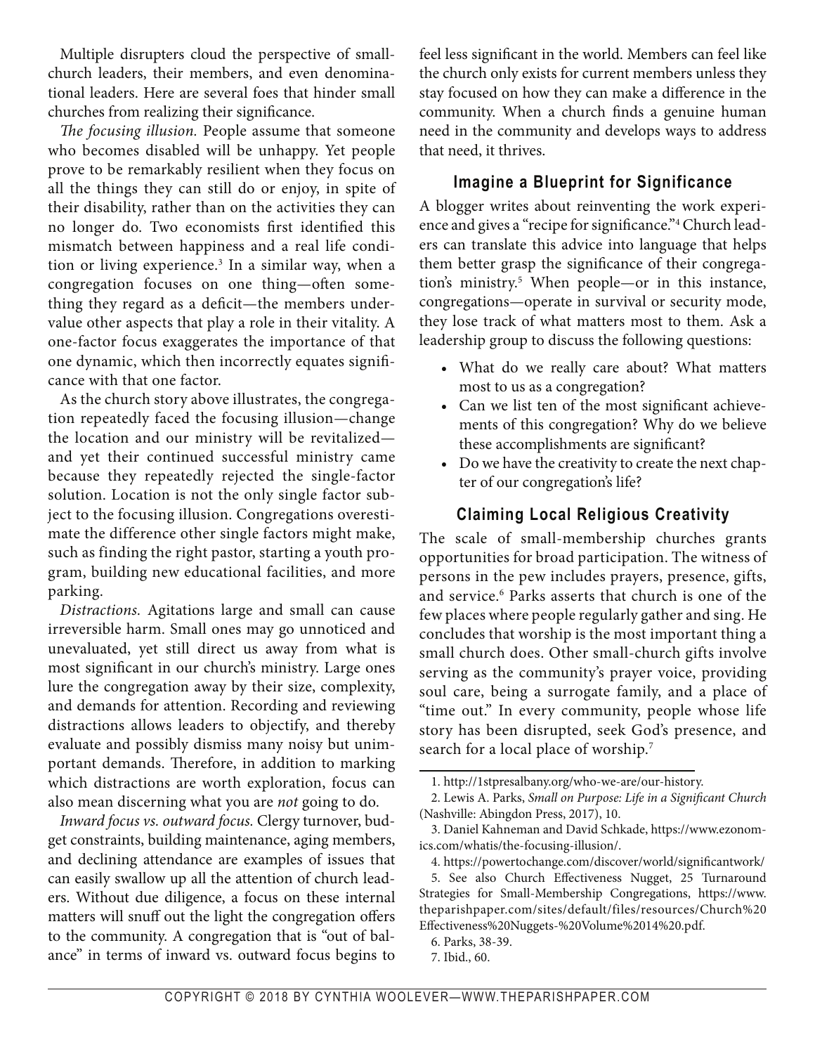Multiple disrupters cloud the perspective of small-church leaders, their members, and even denominational leaders. Here are several foes that hinder small churches from realizing their significance.

*The focusing illusion.* People assume that someone who becomes disabled will be unhappy. Yet people prove to be remarkably resilient when they focus on all the things they can still do or enjoy, in spite of their disability, rather than on the activities they can no longer do. Two economists first identified this mismatch between happiness and a real life condition or living experience.[3] In a similar way, when a congregation focuses on one thing—often something they regard as a deficit—the members undervalue other aspects that play a role in their vitality. A one-factor focus exaggerates the importance of that one dynamic, which then incorrectly equates significance with that one factor.

As the church story above illustrates, the congregation repeatedly faced the focusing illusion—change the location and our ministry will be revitalized—and yet their continued successful ministry came because they repeatedly rejected the single-factor solution. Location is not the only single factor subject to the focusing illusion. Congregations overestimate the difference other single factors might make, such as finding the right pastor, starting a youth program, building new educational facilities, and more parking.

*Distractions.* Agitations large and small can cause irreversible harm. Small ones may go unnoticed and unevaluated, yet still direct us away from what is most significant in our church's ministry. Large ones lure the congregation away by their size, complexity, and demands for attention. Recording and reviewing distractions allows leaders to objectify, and thereby evaluate and possibly dismiss many noisy but unimportant demands. Therefore, in addition to marking which distractions are worth exploration, focus can also mean discerning what you are *not* going to do.

*Inward focus vs. outward focus.* Clergy turnover, budget constraints, building maintenance, aging members, and declining attendance are examples of issues that can easily swallow up all the attention of church leaders. Without due diligence, a focus on these internal matters will snuff out the light the congregation offers to the community. A congregation that is "out of balance" in terms of inward vs. outward focus begins to feel less significant in the world. Members can feel like the church only exists for current members unless they stay focused on how they can make a difference in the community. When a church finds a genuine human need in the community and develops ways to address that need, it thrives.

## Imagine a Blueprint for Significance

A blogger writes about reinventing the work experience and gives a "recipe for significance."[4] Church leaders can translate this advice into language that helps them better grasp the significance of their congregation's ministry.[5] When people—or in this instance, congregations—operate in survival or security mode, they lose track of what matters most to them. Ask a leadership group to discuss the following questions:

- What do we really care about? What matters most to us as a congregation?
- Can we list ten of the most significant achievements of this congregation? Why do we believe these accomplishments are significant?
- Do we have the creativity to create the next chapter of our congregation's life?

## Claiming Local Religious Creativity

The scale of small-membership churches grants opportunities for broad participation. The witness of persons in the pew includes prayers, presence, gifts, and service.[6] Parks asserts that church is one of the few places where people regularly gather and sing. He concludes that worship is the most important thing a small church does. Other small-church gifts involve serving as the community's prayer voice, providing soul care, being a surrogate family, and a place of "time out." In every community, people whose life story has been disrupted, seek God's presence, and search for a local place of worship.[7]

---

1. http://1stpresalbany.org/who-we-are/our-history.
2. Lewis A. Parks, *Small on Purpose: Life in a Significant Church* (Nashville: Abingdon Press, 2017), 10.
3. Daniel Kahneman and David Schkade, https://www.ezonomics.com/whatis/the-focusing-illusion/.
4. https://powertochange.com/discover/world/significantwork/
5. See also Church Effectiveness Nugget, 25 Turnaround Strategies for Small-Membership Congregations, https://www.theparishpaper.com/sites/default/files/resources/Church%20Effectiveness%20Nuggets-%20Volume%2014%20.pdf.
6. Parks, 38-39.
7. Ibid., 60.

COPYRIGHT © 2018 BY CYNTHIA WOOLEVER—WWW.THEPARISHPAPER.COM